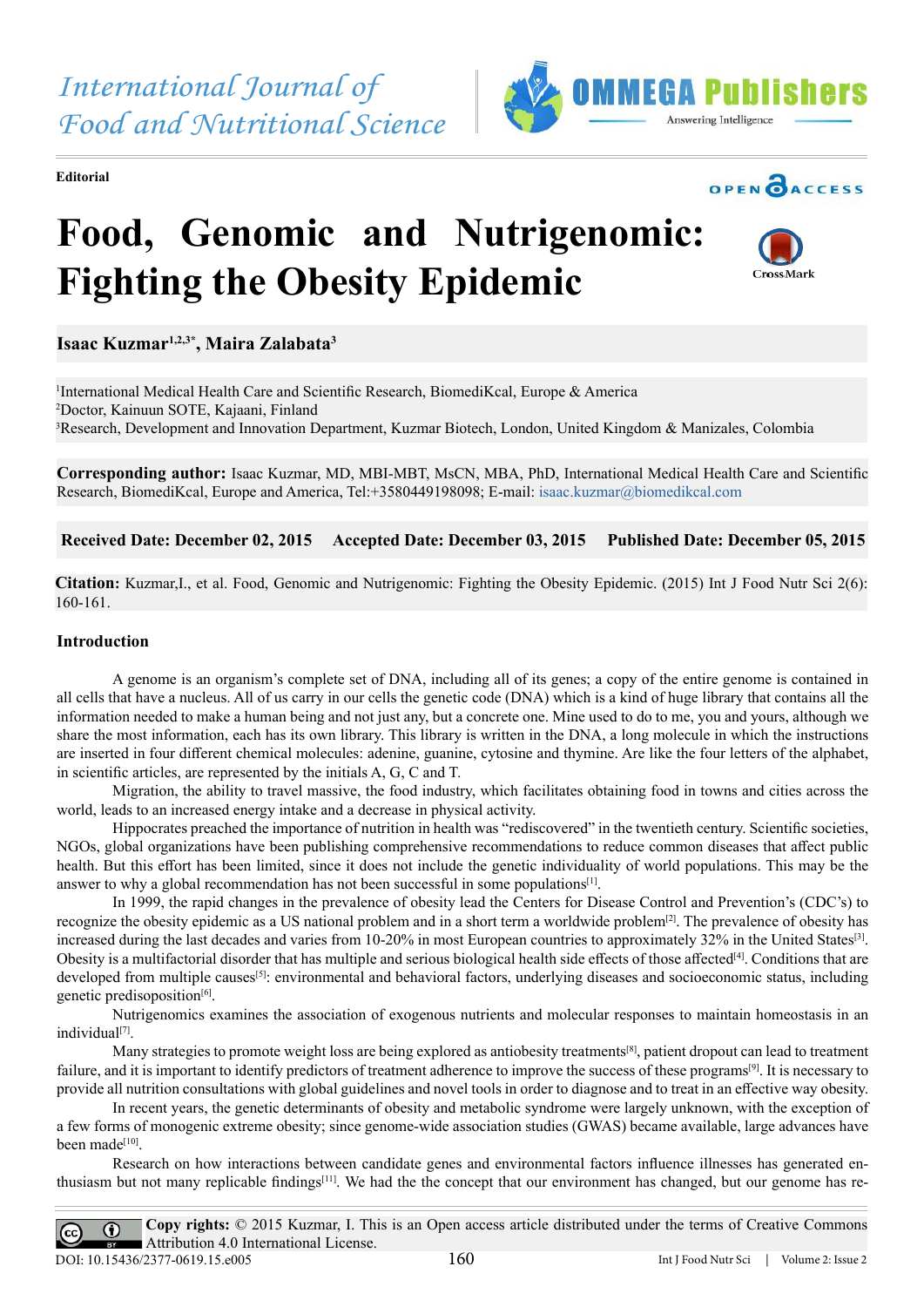International Journal of Food and Nutritional Science

**Editorial**

# Food, Genomic and Nutrigenomic: Fighting the Obesity Epidemic

**Isaac Kuzmar[1,2,3*], Maira Zalabata[3]**

[1]International Medical Health Care and Scientific Research, BiomediKcal, Europe & America
[2]Doctor, Kainuun SOTE, Kajaani, Finland
[3]Research, Development and Innovation Department, Kuzmar Biotech, London, United Kingdom & Manizales, Colombia

**Corresponding author:** Isaac Kuzmar, MD, MBI-MBT, MscN, MBA, PhD, International Medical Health Care and Scientific Research, BiomediKcal, Europe and America, Tel:+3580449198098; E-mail: isaac.kuzmar@biomedikcal.com

**Received Date: December 02, 2015 Accepted Date: December 03, 2015 Published Date: December 05, 2015**

**Citation:** Kuzmar,I., et al. Food, Genomic and Nutrigenomic: Fighting the Obesity Epidemic. (2015) Int J Food Nutr Sci 2(6): 160-161.

## Introduction

A genome is an organism's complete set of DNA, including all of its genes; a copy of the entire genome is contained in all cells that have a nucleus. All of us carry in our cells the genetic code (DNA) which is a kind of huge library that contains all the information needed to make a human being and not just any, but a concrete one. Mine used to do to me, you and yours, although we share the most information, each has its own library. This library is written in the DNA, a long molecule in which the instructions are inserted in four different chemical molecules: adenine, guanine, cytosine and thymine. Are like the four letters of the alphabet, in scientific articles, are represented by the initials A, G, C and T.

Migration, the ability to travel massive, the food industry, which facilitates obtaining food in towns and cities across the world, leads to an increased energy intake and a decrease in physical activity.

Hippocrates preached the importance of nutrition in health was "rediscovered" in the twentieth century. Scientific societies, NGOs, global organizations have been publishing comprehensive recommendations to reduce common diseases that affect public health. But this effort has been limited, since it does not include the genetic individuality of world populations. This may be the answer to why a global recommendation has not been successful in some populations[1].

In 1999, the rapid changes in the prevalence of obesity lead the Centers for Disease Control and Prevention's (CDC's) to recognize the obesity epidemic as a US national problem and in a short term a worldwide problem[2]. The prevalence of obesity has increased during the last decades and varies from 10-20% in most European countries to approximately 32% in the United States[3]. Obesity is a multifactorial disorder that has multiple and serious biological health side effects of those affected[4]. Conditions that are developed from multiple causes[5]: environmental and behavioral factors, underlying diseases and socioeconomic status, including genetic predisposition[6].

Nutrigenomics examines the association of exogenous nutrients and molecular responses to maintain homeostasis in an individual[7].

Many strategies to promote weight loss are being explored as antiobesity treatments[8], patient dropout can lead to treatment failure, and it is important to identify predictors of treatment adherence to improve the success of these programs[9]. It is necessary to provide all nutrition consultations with global guidelines and novel tools in order to diagnose and to treat in an effective way obesity.

In recent years, the genetic determinants of obesity and metabolic syndrome were largely unknown, with the exception of a few forms of monogenic extreme obesity; since genome-wide association studies (GWAS) became available, large advances have been made[10].

Research on how interactions between candidate genes and environmental factors influence illnesses has generated enthusiasm but not many replicable findings[11]. We had the the concept that our environment has changed, but our genome has re-

**Copy rights:** © 2015 Kuzmar, I. This is an Open access article distributed under the terms of Creative Commons Attribution 4.0 International License.

DOI: 10.15436/2377-0619.15.e005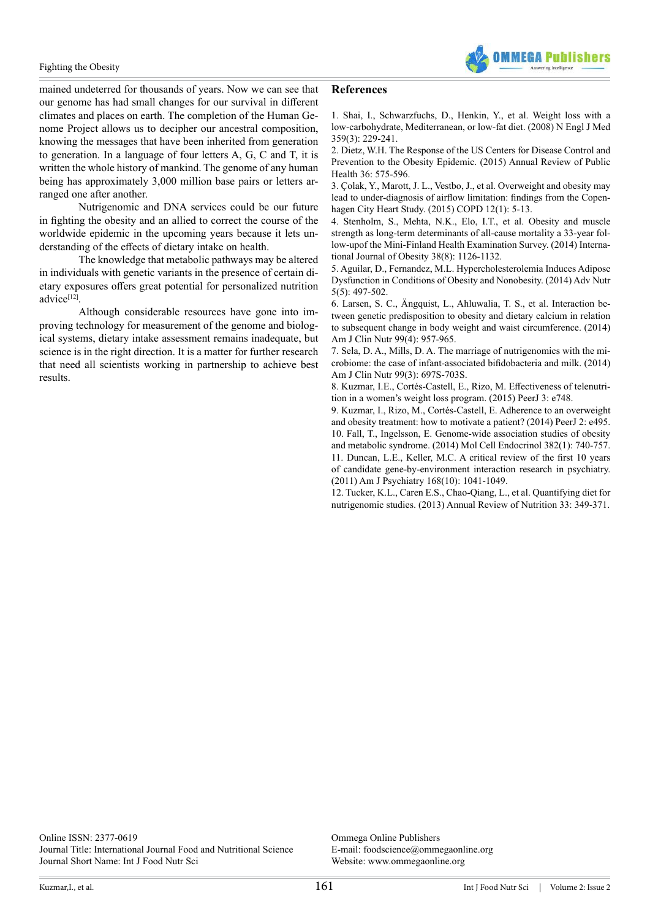mained undeterred for thousands of years. Now we can see that our genome has had small changes for our survival in different climates and places on earth. The completion of the Human Genome Project allows us to decipher our ancestral composition, knowing the messages that have been inherited from generation to generation. In a language of four letters A, G, C and T, it is written the whole history of mankind. The genome of any human being has approximately 3,000 million base pairs or letters arranged one after another.

Nutrigenomic and DNA services could be our future in fighting the obesity and an allied to correct the course of the worldwide epidemic in the upcoming years because it lets understanding of the effects of dietary intake on health.

The knowledge that metabolic pathways may be altered in individuals with genetic variants in the presence of certain dietary exposures offers great potential for personalized nutrition advice[12].

Although considerable resources have gone into improving technology for measurement of the genome and biological systems, dietary intake assessment remains inadequate, but science is in the right direction. It is a matter for further research that need all scientists working in partnership to achieve best results.

## References

1. Shai, I., Schwarzfuchs, D., Henkin, Y., et al. Weight loss with a low-carbohydrate, Mediterranean, or low-fat diet. (2008) N Engl J Med 359(3): 229-241.
2. Dietz, W.H. The Response of the US Centers for Disease Control and Prevention to the Obesity Epidemic. (2015) Annual Review of Public Health 36: 575-596.
3. Çolak, Y., Marott, J. L., Vestbo, J., et al. Overweight and obesity may lead to under-diagnosis of airflow limitation: findings from the Copenhagen City Heart Study. (2015) COPD 12(1): 5-13.
4. Stenholm, S., Mehta, N.K., Elo, I.T., et al. Obesity and muscle strength as long-term determinants of all-cause mortality a 33-year follow-upof the Mini-Finland Health Examination Survey. (2014) International Journal of Obesity 38(8): 1126-1132.
5. Aguilar, D., Fernandez, M.L. Hypercholesterolemia Induces Adipose Dysfunction in Conditions of Obesity and Nonobesity. (2014) Adv Nutr 5(5): 497-502.
6. Larsen, S. C., Ängquist, L., Ahluwalia, T. S., et al. Interaction between genetic predisposition to obesity and dietary calcium in relation to subsequent change in body weight and waist circumference. (2014) Am J Clin Nutr 99(4): 957-965.
7. Sela, D. A., Mills, D. A. The marriage of nutrigenomics with the microbiome: the case of infant-associated bifidobacteria and milk. (2014) Am J Clin Nutr 99(3): 697S-703S.
8. Kuzmar, I.E., Cortés-Castell, E., Rizo, M. Effectiveness of telenutrition in a women's weight loss program. (2015) PeerJ 3: e748.
9. Kuzmar, I., Rizo, M., Cortés-Castell, E. Adherence to an overweight and obesity treatment: how to motivate a patient? (2014) PeerJ 2: e495.
10. Fall, T., Ingelsson, E. Genome-wide association studies of obesity and metabolic syndrome. (2014) Mol Cell Endocrinol 382(1): 740-757.
11. Duncan, L.E., Keller, M.C. A critical review of the first 10 years of candidate gene-by-environment interaction research in psychiatry. (2011) Am J Psychiatry 168(10): 1041-1049.
12. Tucker, K.L., Caren E.S., Chao-Qiang, L., et al. Quantifying diet for nutrigenomic studies. (2013) Annual Review of Nutrition 33: 349-371.

Online ISSN: 2377-0619
Journal Title: International Journal Food and Nutritional Science
Journal Short Name: Int J Food Nutr Sci

Ommega Online Publishers
E-mail: foodscience@ommegaonline.org
Website: www.ommegaonline.org